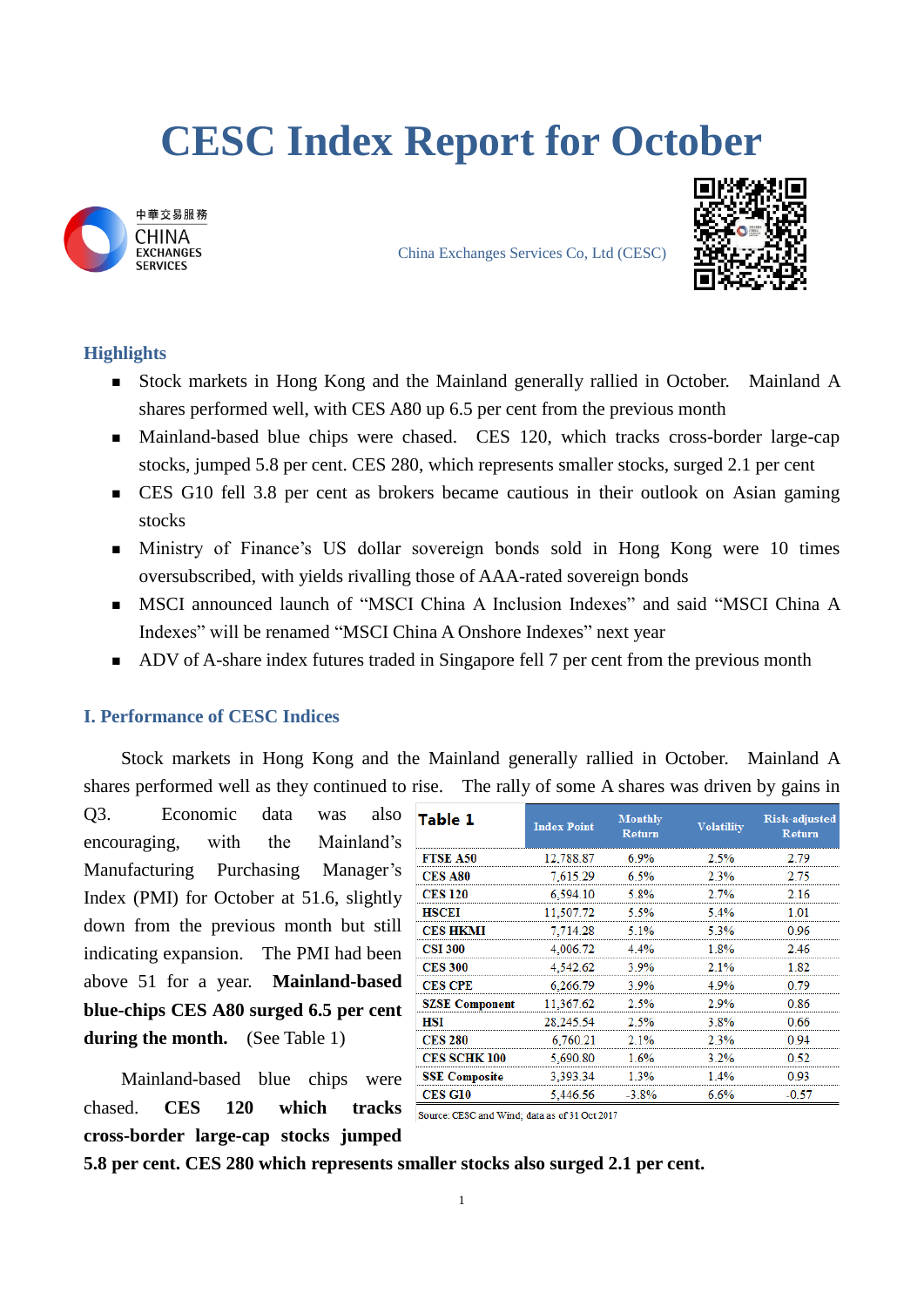# CESC Index Report for October

中華交易服務
CHINA EXCHANGES SERVICES

China Exchanges Services Co, Ltd (CESC)

## Highlights

- Stock markets in Hong Kong and the Mainland generally rallied in October. Mainland A shares performed well, with CES A80 up 6.5 per cent from the previous month
- Mainland-based blue chips were chased. CES 120, which tracks cross-border large-cap stocks, jumped 5.8 per cent. CES 280, which represents smaller stocks, surged 2.1 per cent
- CES G10 fell 3.8 per cent as brokers became cautious in their outlook on Asian gaming stocks
- Ministry of Finance's US dollar sovereign bonds sold in Hong Kong were 10 times oversubscribed, with yields rivalling those of AAA-rated sovereign bonds
- MSCI announced launch of "MSCI China A Inclusion Indexes" and said "MSCI China A Indexes" will be renamed "MSCI China A Onshore Indexes" next year
- ADV of A-share index futures traded in Singapore fell 7 per cent from the previous month

## I. Performance of CESC Indices

Stock markets in Hong Kong and the Mainland generally rallied in October. Mainland A shares performed well as they continued to rise. The rally of some A shares was driven by gains in Q3. Economic data was also encouraging, with the Mainland's Manufacturing Purchasing Manager's Index (PMI) for October at 51.6, slightly down from the previous month but still indicating expansion. The PMI had been above 51 for a year. **Mainland-based blue-chips CES A80 surged 6.5 per cent during the month.** (See Table 1)

| Table 1 | Index Point | Monthly Return | Volatility | Risk-adjusted Return |
|---|---|---|---|---|
| FTSE A50 | 12,788.87 | 6.9% | 2.5% | 2.79 |
| CES A80 | 7,615.29 | 6.5% | 2.3% | 2.75 |
| CES 120 | 6,594.10 | 5.8% | 2.7% | 2.16 |
| HSCEI | 11,507.72 | 5.5% | 5.4% | 1.01 |
| CES HKMI | 7,714.28 | 5.1% | 5.3% | 0.96 |
| CSI 300 | 4,006.72 | 4.4% | 1.8% | 2.46 |
| CES 300 | 4,542.62 | 3.9% | 2.1% | 1.82 |
| CES CPE | 6,266.79 | 3.9% | 4.9% | 0.79 |
| SZSE Component | 11,367.62 | 2.5% | 2.9% | 0.86 |
| HSI | 28,245.54 | 2.5% | 3.8% | 0.66 |
| CES 280 | 6,760.21 | 2.1% | 2.3% | 0.94 |
| CES SCHK 100 | 5,690.80 | 1.6% | 3.2% | 0.52 |
| SSE Composite | 3,393.34 | 1.3% | 1.4% | 0.93 |
| CES G10 | 5,446.56 | -3.8% | 6.6% | -0.57 |

Source: CESC and Wind; data as of 31 Oct 2017

Mainland-based blue chips were chased. **CES 120 which tracks cross-border large-cap stocks jumped 5.8 per cent. CES 280 which represents smaller stocks also surged 2.1 per cent.**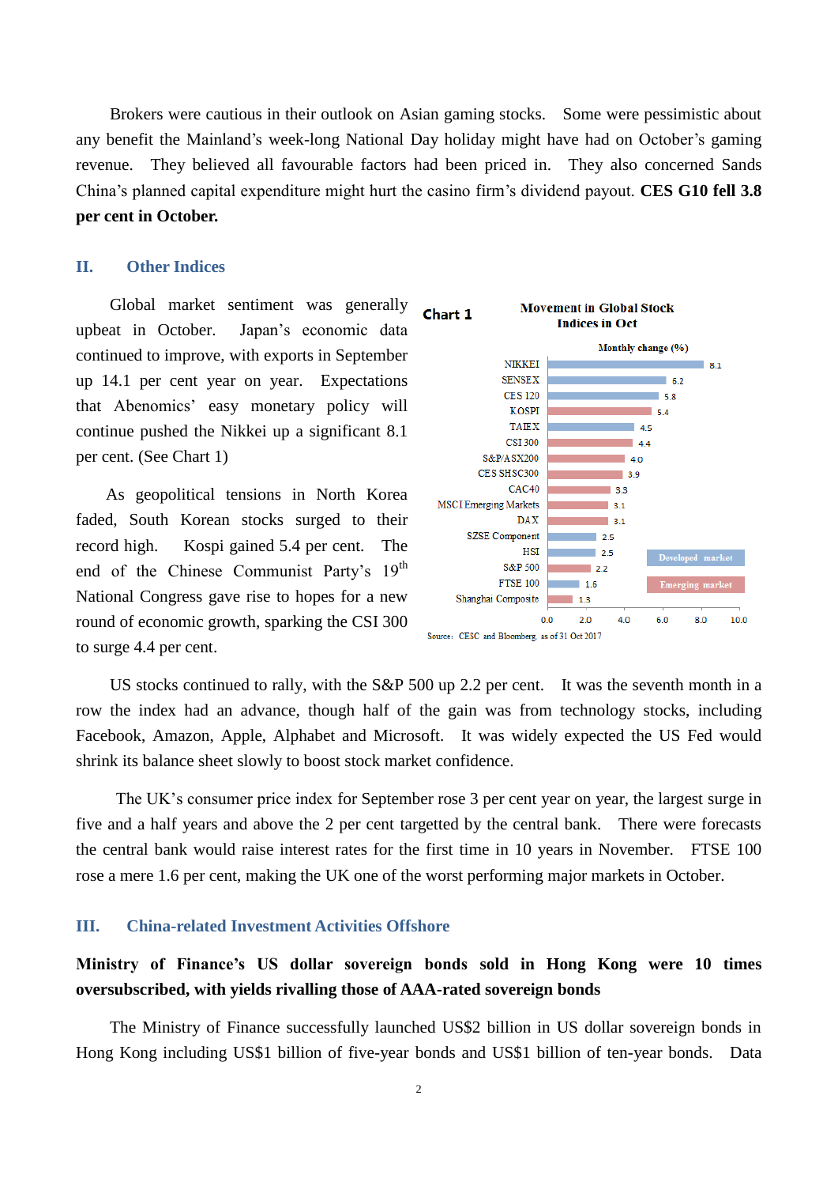Brokers were cautious in their outlook on Asian gaming stocks. Some were pessimistic about any benefit the Mainland's week-long National Day holiday might have had on October's gaming revenue. They believed all favourable factors had been priced in. They also concerned Sands China's planned capital expenditure might hurt the casino firm's dividend payout. **CES G10 fell 3.8 per cent in October.**

## II. Other Indices

Global market sentiment was generally upbeat in October. Japan's economic data continued to improve, with exports in September up 14.1 per cent year on year. Expectations that Abenomics' easy monetary policy will continue pushed the Nikkei up a significant 8.1 per cent. (See Chart 1)

As geopolitical tensions in North Korea faded, South Korean stocks surged to their record high. Kospi gained 5.4 per cent. The end of the Chinese Communist Party's 19th National Congress gave rise to hopes for a new round of economic growth, sparking the CSI 300 to surge 4.4 per cent.

**Chart 1** Movement in Global Stock Indices in Oct

Monthly change (%)

NIKKEI 8.1
SENSEX 6.2
CES 120 5.8
KOSPI 5.4
TAIEX 4.5
CSI 300 4.4
S&P/ASX200 4.0
CES SHSC300 3.9
CAC40 3.3
MSCI Emerging Markets 3.1
DAX 3.1
SZSE Component 2.5
HSI 2.5
S&P 500 2.2
FTSE 100 1.6
Shanghai Composite 1.3

0.0 2.0 4.0 6.0 8.0 10.0

Developed market
Emerging market

Source: CESC and Bloomberg, as of 31 Oct 2017

US stocks continued to rally, with the S&P 500 up 2.2 per cent. It was the seventh month in a row the index had an advance, though half of the gain was from technology stocks, including Facebook, Amazon, Apple, Alphabet and Microsoft. It was widely expected the US Fed would shrink its balance sheet slowly to boost stock market confidence.

The UK's consumer price index for September rose 3 per cent year on year, the largest surge in five and a half years and above the 2 per cent targetted by the central bank. There were forecasts the central bank would raise interest rates for the first time in 10 years in November. FTSE 100 rose a mere 1.6 per cent, making the UK one of the worst performing major markets in October.

## III. China-related Investment Activities Offshore

**Ministry of Finance's US dollar sovereign bonds sold in Hong Kong were 10 times oversubscribed, with yields rivalling those of AAA-rated sovereign bonds**

The Ministry of Finance successfully launched US$2 billion in US dollar sovereign bonds in Hong Kong including US$1 billion of five-year bonds and US$1 billion of ten-year bonds. Data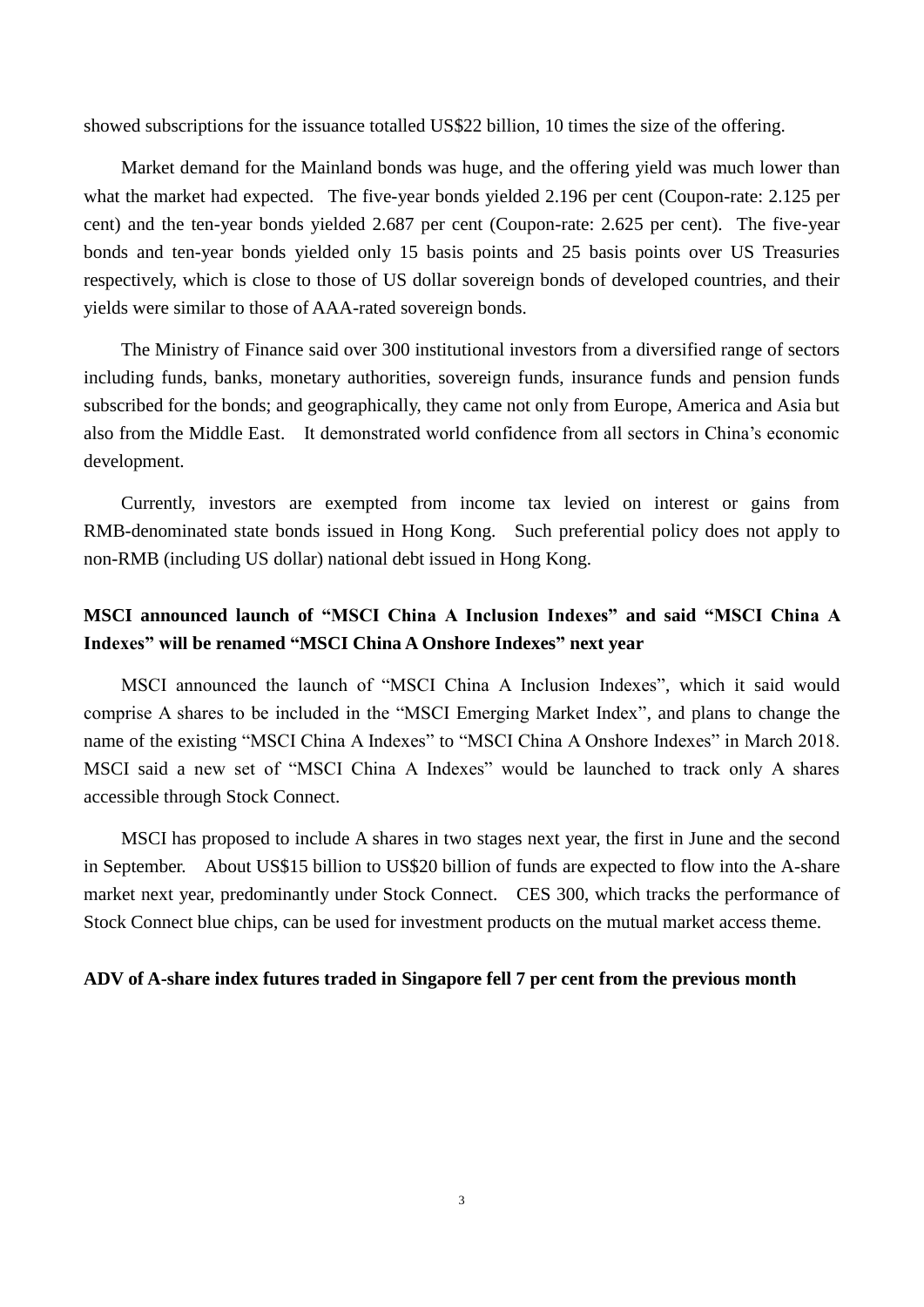showed subscriptions for the issuance totalled US$22 billion, 10 times the size of the offering.

Market demand for the Mainland bonds was huge, and the offering yield was much lower than what the market had expected. The five-year bonds yielded 2.196 per cent (Coupon-rate: 2.125 per cent) and the ten-year bonds yielded 2.687 per cent (Coupon-rate: 2.625 per cent). The five-year bonds and ten-year bonds yielded only 15 basis points and 25 basis points over US Treasuries respectively, which is close to those of US dollar sovereign bonds of developed countries, and their yields were similar to those of AAA-rated sovereign bonds.

The Ministry of Finance said over 300 institutional investors from a diversified range of sectors including funds, banks, monetary authorities, sovereign funds, insurance funds and pension funds subscribed for the bonds; and geographically, they came not only from Europe, America and Asia but also from the Middle East. It demonstrated world confidence from all sectors in China's economic development.

Currently, investors are exempted from income tax levied on interest or gains from RMB-denominated state bonds issued in Hong Kong. Such preferential policy does not apply to non-RMB (including US dollar) national debt issued in Hong Kong.

**MSCI announced launch of "MSCI China A Inclusion Indexes" and said "MSCI China A Indexes" will be renamed "MSCI China A Onshore Indexes" next year**

MSCI announced the launch of "MSCI China A Inclusion Indexes", which it said would comprise A shares to be included in the "MSCI Emerging Market Index", and plans to change the name of the existing "MSCI China A Indexes" to "MSCI China A Onshore Indexes" in March 2018. MSCI said a new set of "MSCI China A Indexes" would be launched to track only A shares accessible through Stock Connect.

MSCI has proposed to include A shares in two stages next year, the first in June and the second in September. About US$15 billion to US$20 billion of funds are expected to flow into the A-share market next year, predominantly under Stock Connect. CES 300, which tracks the performance of Stock Connect blue chips, can be used for investment products on the mutual market access theme.

**ADV of A-share index futures traded in Singapore fell 7 per cent from the previous month**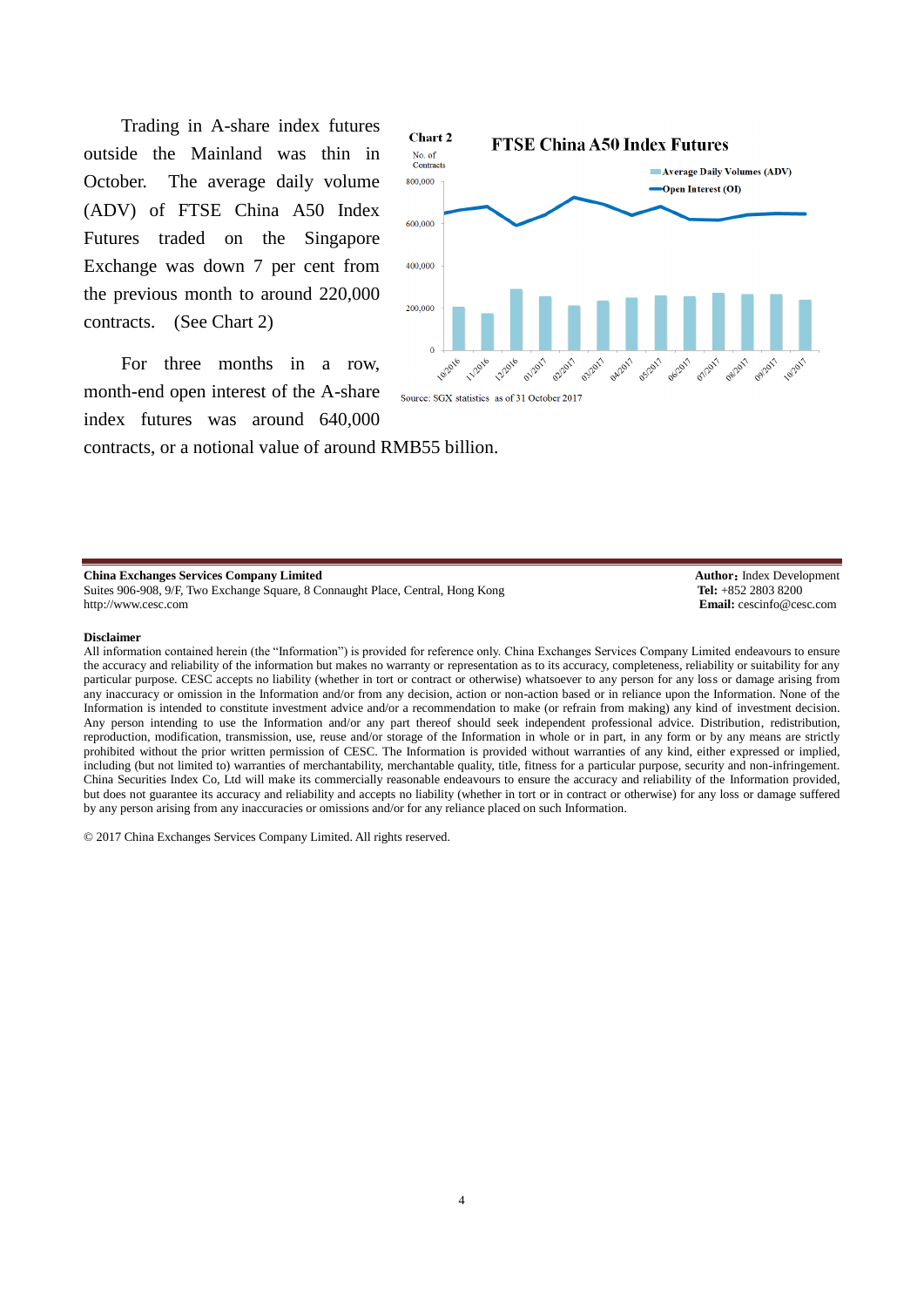Trading in A-share index futures outside the Mainland was thin in October. The average daily volume (ADV) of FTSE China A50 Index Futures traded on the Singapore Exchange was down 7 per cent from the previous month to around 220,000 contracts. (See Chart 2)

For three months in a row, month-end open interest of the A-share index futures was around 640,000 contracts, or a notional value of around RMB55 billion.

**Chart 2**

**FTSE China A50 Index Futures**

No. of Contracts

Average Daily Volumes (ADV)

Open Interest (OI)

800,000

600,000

400,000

200,000

0

10/2016 11/2016 12/2016 01/2017 02/2017 03/2017 04/2017 05/2017 06/2017 07/2017 08/2017 09/2017 10/2017

Source: SGX statistics as of 31 October 2017

---

**China Exchanges Services Company Limited**
Suites 906-908, 9/F, Two Exchange Square, 8 Connaught Place, Central, Hong Kong
http://www.cesc.com

**Author:** Index Development
**Tel:** +852 2803 8200
**Email:** cescinfo@cesc.com

**Disclaimer**

All information contained herein (the "Information") is provided for reference only. China Exchanges Services Company Limited endeavours to ensure the accuracy and reliability of the information but makes no warranty or representation as to its accuracy, completeness, reliability or suitability for any particular purpose. CESC accepts no liability (whether in tort or contract or otherwise) whatsoever to any person for any loss or damage arising from any inaccuracy or omission in the Information and/or from any decision, action or non-action based or in reliance upon the Information. None of the Information is intended to constitute investment advice and/or a recommendation to make (or refrain from making) any kind of investment decision. Any person intending to use the Information and/or any part thereof should seek independent professional advice. Distribution, redistribution, reproduction, modification, transmission, use, reuse and/or storage of the Information in whole or in part, in any form or by any means are strictly prohibited without the prior written permission of CESC. The Information is provided without warranties of any kind, either expressed or implied, including (but not limited to) warranties of merchantability, merchantable quality, title, fitness for a particular purpose, security and non-infringement. China Securities Index Co, Ltd will make its commercially reasonable endeavours to ensure the accuracy and reliability of the Information provided, but does not guarantee its accuracy and reliability and accepts no liability (whether in tort or in contract or otherwise) for any loss or damage suffered by any person arising from any inaccuracies or omissions and/or for any reliance placed on such Information.

© 2017 China Exchanges Services Company Limited. All rights reserved.